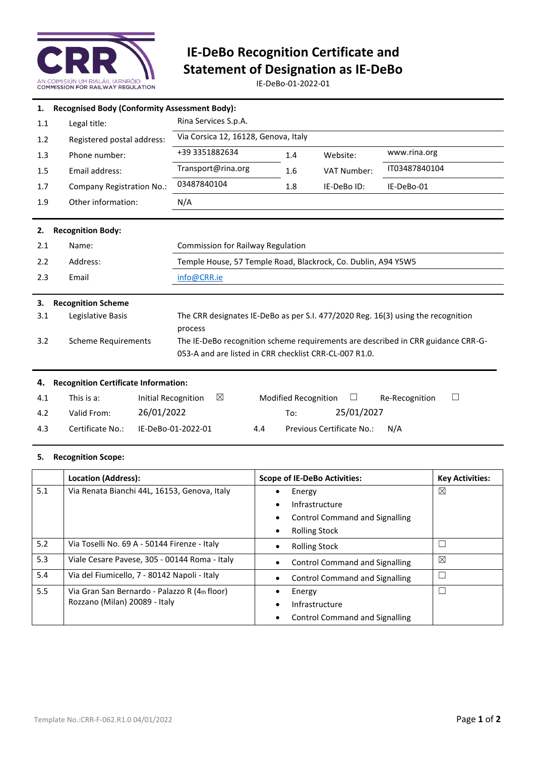AN COIMISIÚN UM RIALÁIL IARNRÓID
COMMISSION FOR RAILWAY REGULATION

# IE-DeBo Recognition Certificate and Statement of Designation as IE-DeBo

IE-DeBo-01-2022-01

## 1. Recognised Body (Conformity Assessment Body):

| | | | | | |
|---|---|---|---|---|---|
| 1.1 | Legal title: | Rina Services S.p.A. | | | |
| 1.2 | Registered postal address: | Via Corsica 12, 16128, Genova, Italy | | | |
| 1.3 | Phone number: | +39 3351882634 | 1.4 | Website: | www.rina.org |
| 1.5 | Email address: | Transport@rina.org | 1.6 | VAT Number: | IT03487840104 |
| 1.7 | Company Registration No.: | 03487840104 | 1.8 | IE-DeBo ID: | IE-DeBo-01 |
| 1.9 | Other information: | N/A | | | |

## 2. Recognition Body:

| | | |
|---|---|---|
| 2.1 | Name: | Commission for Railway Regulation |
| 2.2 | Address: | Temple House, 57 Temple Road, Blackrock, Co. Dublin, A94 Y5W5 |
| 2.3 | Email | info@CRR.ie |

## 3. Recognition Scheme

| | | |
|---|---|---|
| 3.1 | Legislative Basis | The CRR designates IE-DeBo as per S.I. 477/2020 Reg. 16(3) using the recognition process |
| 3.2 | Scheme Requirements | The IE-DeBo recognition scheme requirements are described in CRR guidance CRR-G-053-A and are listed in CRR checklist CRR-CL-007 R1.0. |

## 4. Recognition Certificate Information:

| | | | | | | | |
|---|---|---|---|---|---|---|---|
| 4.1 | This is a: | Initial Recognition ☒ | | Modified Recognition ☐ | | Re-Recognition ☐ | |
| 4.2 | Valid From: | 26/01/2022 | | To: | 25/01/2027 | | |
| 4.3 | Certificate No.: | IE-DeBo-01-2022-01 | 4.4 | Previous Certificate No.: | N/A | | |

## 5. Recognition Scope:

| | Location (Address): | Scope of IE-DeBo Activities: | Key Activities: |
|---|---|---|---|
| 5.1 | Via Renata Bianchi 44L, 16153, Genova, Italy | • Energy<br>• Infrastructure<br>• Control Command and Signalling<br>• Rolling Stock | ☒ |
| 5.2 | Via Toselli No. 69 A - 50144 Firenze - Italy | • Rolling Stock | ☐ |
| 5.3 | Viale Cesare Pavese, 305 - 00144 Roma - Italy | • Control Command and Signalling | ☒ |
| 5.4 | Via del Fiumicello, 7 - 80142 Napoli - Italy | • Control Command and Signalling | ☐ |
| 5.5 | Via Gran San Bernardo - Palazzo R (4th floor) Rozzano (Milan) 20089 - Italy | • Energy<br>• Infrastructure<br>• Control Command and Signalling | ☐ |

Template No.:CRR-F-062.R1.0 04/01/2022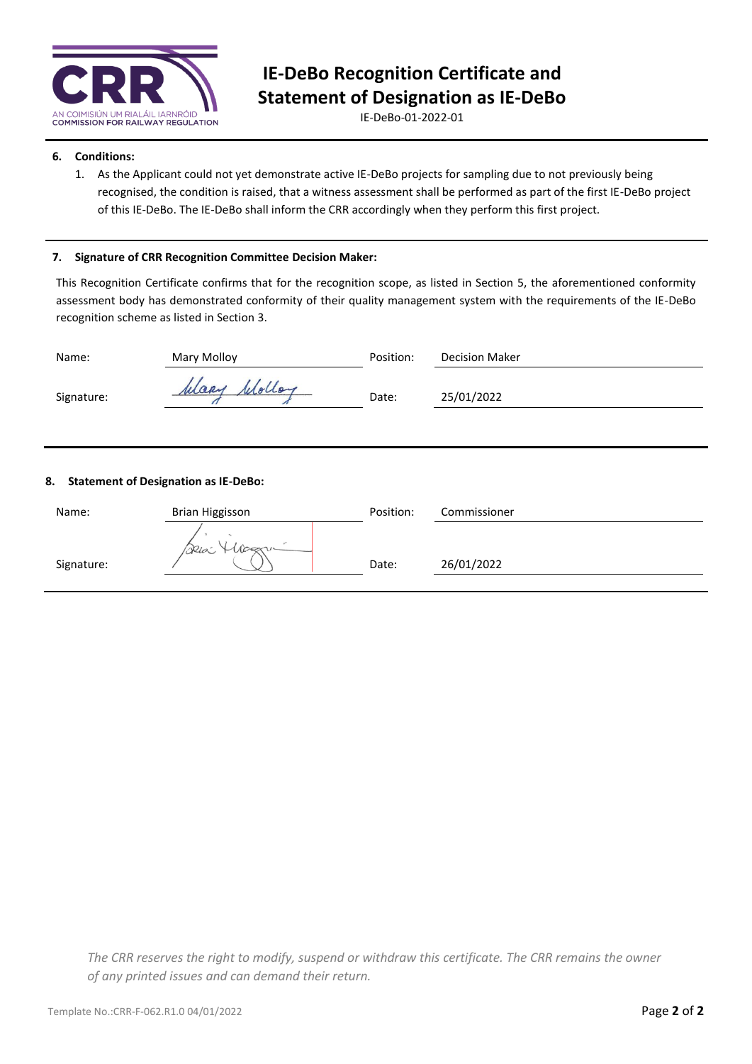#### 6. Conditions:

1. As the Applicant could not yet demonstrate active IE-DeBo projects for sampling due to not previously being recognised, the condition is raised, that a witness assessment shall be performed as part of the first IE-DeBo project of this IE-DeBo. The IE-DeBo shall inform the CRR accordingly when they perform this first project.

#### 7. Signature of CRR Recognition Committee Decision Maker:

This Recognition Certificate confirms that for the recognition scope, as listed in Section 5, the aforementioned conformity assessment body has demonstrated conformity of their quality management system with the requirements of the IE-DeBo recognition scheme as listed in Section 3.

| | | | |
|---|---|---|---|
| Name: | Mary Molloy | Position: | Decision Maker |
| Signature: | Mary Molloy | Date: | 25/01/2022 |

#### 8. Statement of Designation as IE-DeBo:

| | | | |
|---|---|---|---|
| Name: | Brian Higgisson | Position: | Commissioner |
| Signature: | Brian Higgisson | Date: | 26/01/2022 |

*The CRR reserves the right to modify, suspend or withdraw this certificate. The CRR remains the owner of any printed issues and can demand their return.*

Template No.:CRR-F-062.R1.0 04/01/2022